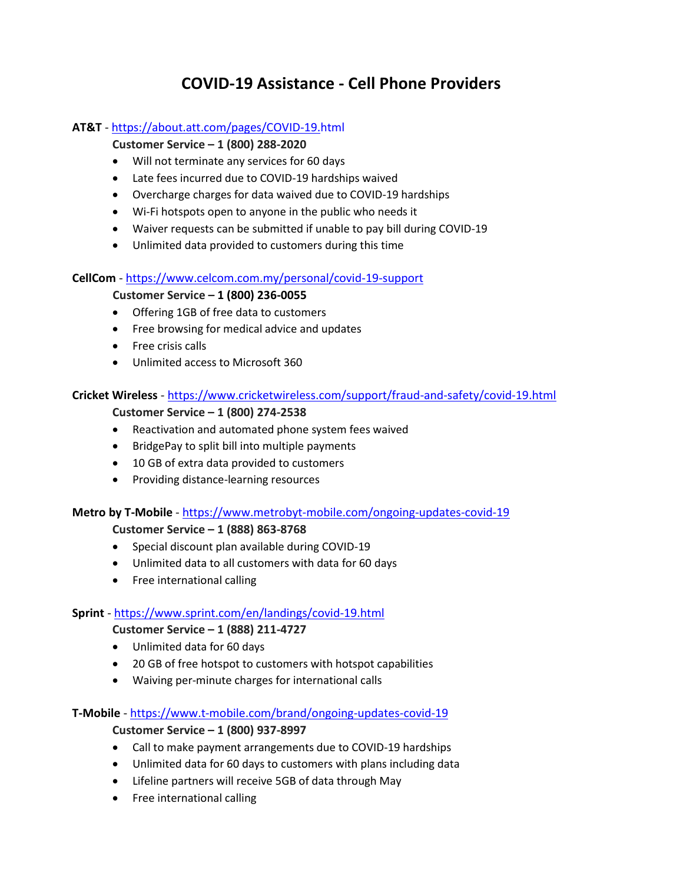# COVID-19 Assistance - Cell Phone Providers

**AT&T** - https://about.att.com/pages/COVID-19.html

**Customer Service – 1 (800) 288-2020**

- Will not terminate any services for 60 days
- Late fees incurred due to COVID-19 hardships waived
- Overcharge charges for data waived due to COVID-19 hardships
- Wi-Fi hotspots open to anyone in the public who needs it
- Waiver requests can be submitted if unable to pay bill during COVID-19
- Unlimited data provided to customers during this time

**CellCom** - https://www.celcom.com.my/personal/covid-19-support

**Customer Service – 1 (800) 236-0055**

- Offering 1GB of free data to customers
- Free browsing for medical advice and updates
- Free crisis calls
- Unlimited access to Microsoft 360

**Cricket Wireless** - https://www.cricketwireless.com/support/fraud-and-safety/covid-19.html

**Customer Service – 1 (800) 274-2538**

- Reactivation and automated phone system fees waived
- BridgePay to split bill into multiple payments
- 10 GB of extra data provided to customers
- Providing distance-learning resources

**Metro by T-Mobile** - https://www.metrobyt-mobile.com/ongoing-updates-covid-19

**Customer Service – 1 (888) 863-8768**

- Special discount plan available during COVID-19
- Unlimited data to all customers with data for 60 days
- Free international calling

**Sprint** - https://www.sprint.com/en/landings/covid-19.html

**Customer Service – 1 (888) 211-4727**

- Unlimited data for 60 days
- 20 GB of free hotspot to customers with hotspot capabilities
- Waiving per-minute charges for international calls

**T-Mobile** - https://www.t-mobile.com/brand/ongoing-updates-covid-19

**Customer Service – 1 (800) 937-8997**

- Call to make payment arrangements due to COVID-19 hardships
- Unlimited data for 60 days to customers with plans including data
- Lifeline partners will receive 5GB of data through May
- Free international calling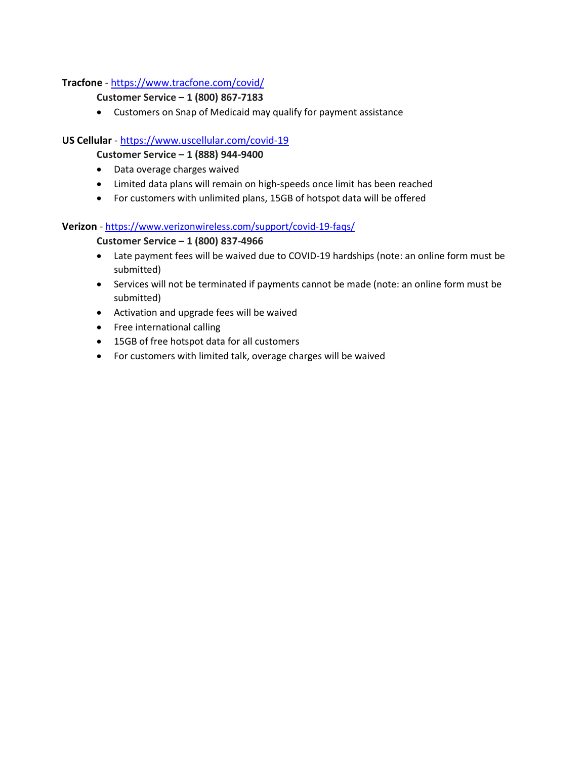**Tracfone** - [https://www.tracfone.com/covid/](https://www.tracfone.com/covid/)

**Customer Service – 1 (800) 867-7183**

- Customers on Snap of Medicaid may qualify for payment assistance

**US Cellular** - [https://www.uscellular.com/covid-19](https://www.uscellular.com/covid-19)

**Customer Service – 1 (888) 944-9400**

- Data overage charges waived
- Limited data plans will remain on high-speeds once limit has been reached
- For customers with unlimited plans, 15GB of hotspot data will be offered

**Verizon** - [https://www.verizonwireless.com/support/covid-19-faqs/](https://www.verizonwireless.com/support/covid-19-faqs/)

**Customer Service – 1 (800) 837-4966**

- Late payment fees will be waived due to COVID-19 hardships (note: an online form must be submitted)
- Services will not be terminated if payments cannot be made (note: an online form must be submitted)
- Activation and upgrade fees will be waived
- Free international calling
- 15GB of free hotspot data for all customers
- For customers with limited talk, overage charges will be waived